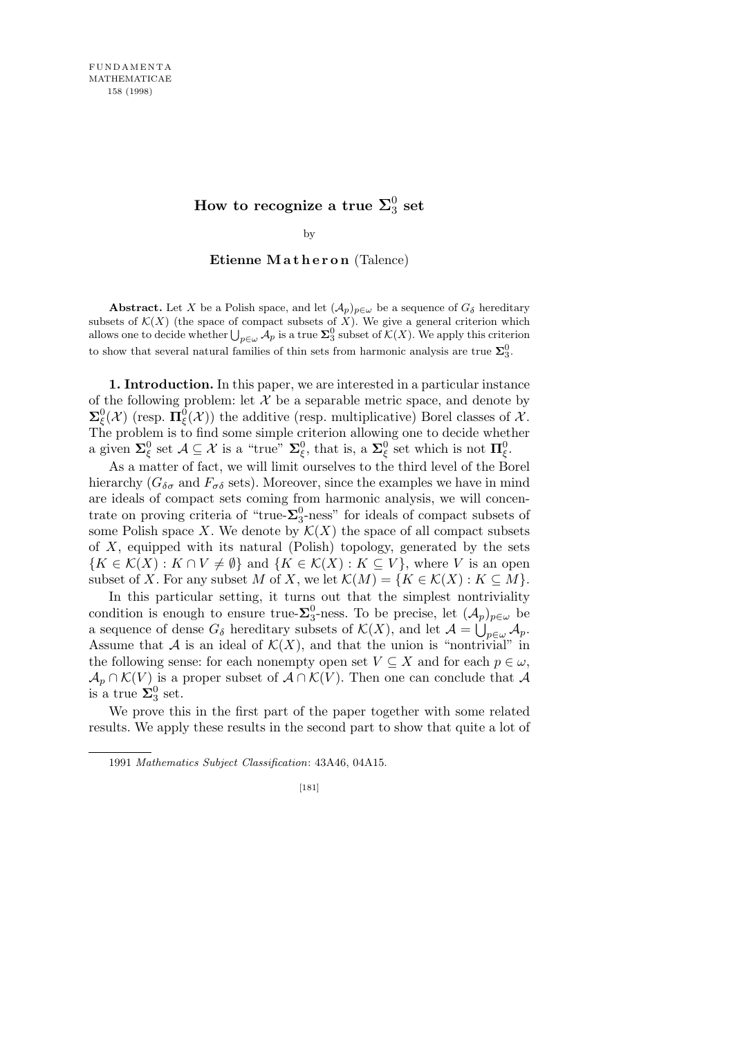# How to recognize a true $\mathbf{\Sigma}_3^0$ set

by

**Etienne Matheron** (Talence)

**Abstract.** Let $X$ be a Polish space, and let $(\mathcal{A}_p)_{p\in\omega}$ be a sequence of $G_\delta$ hereditary subsets of $\mathcal{K}(X)$ (the space of compact subsets of $X$). We give a general criterion which allows one to decide whether $\bigcup_{p\in\omega}\mathcal{A}_p$ is a true $\mathbf{\Sigma}_3^0$ subset of $\mathcal{K}(X)$. We apply this criterion to show that several natural families of thin sets from harmonic analysis are true $\mathbf{\Sigma}_3^0$.

**1. Introduction.** In this paper, we are interested in a particular instance of the following problem: let $\mathcal{X}$ be a separable metric space, and denote by $\mathbf{\Sigma}_\xi^0(\mathcal{X})$ (resp. $\mathbf{\Pi}_\xi^0(\mathcal{X})$) the additive (resp. multiplicative) Borel classes of $\mathcal{X}$. The problem is to find some simple criterion allowing one to decide whether a given $\mathbf{\Sigma}_\xi^0$ set $\mathcal{A}\subseteq\mathcal{X}$ is a "true" $\mathbf{\Sigma}_\xi^0$, that is, a $\mathbf{\Sigma}_\xi^0$ set which is not $\mathbf{\Pi}_\xi^0$.

As a matter of fact, we will limit ourselves to the third level of the Borel hierarchy ($G_{\delta\sigma}$ and $F_{\sigma\delta}$ sets). Moreover, since the examples we have in mind are ideals of compact sets coming from harmonic analysis, we will concentrate on proving criteria of "true-$\mathbf{\Sigma}_3^0$-ness" for ideals of compact subsets of some Polish space $X$. We denote by $\mathcal{K}(X)$ the space of all compact subsets of $X$, equipped with its natural (Polish) topology, generated by the sets $\{K\in\mathcal{K}(X): K\cap V\neq\emptyset\}$ and $\{K\in\mathcal{K}(X): K\subseteq V\}$, where $V$ is an open subset of $X$. For any subset $M$ of $X$, we let $\mathcal{K}(M)=\{K\in\mathcal{K}(X): K\subseteq M\}$.

In this particular setting, it turns out that the simplest nontriviality condition is enough to ensure true-$\mathbf{\Sigma}_3^0$-ness. To be precise, let $(\mathcal{A}_p)_{p\in\omega}$ be a sequence of dense $G_\delta$ hereditary subsets of $\mathcal{K}(X)$, and let $\mathcal{A}=\bigcup_{p\in\omega}\mathcal{A}_p$. Assume that $\mathcal{A}$ is an ideal of $\mathcal{K}(X)$, and that the union is "nontrivial" in the following sense: for each nonempty open set $V\subseteq X$ and for each $p\in\omega$, $\mathcal{A}_p\cap\mathcal{K}(V)$ is a proper subset of $\mathcal{A}\cap\mathcal{K}(V)$. Then one can conclude that $\mathcal{A}$ is a true $\mathbf{\Sigma}_3^0$ set.

We prove this in the first part of the paper together with some related results. We apply these results in the second part to show that quite a lot of

---

1991 *Mathematics Subject Classification*: 43A46, 04A15.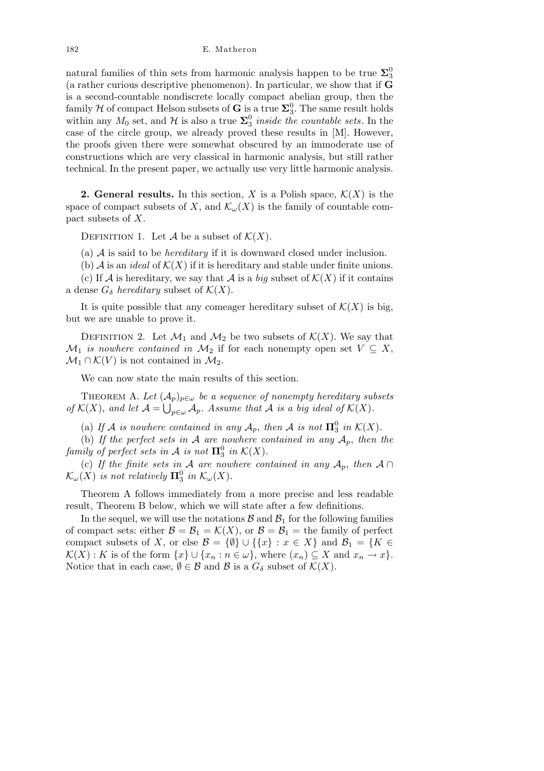natural families of thin sets from harmonic analysis happen to be true $\mathbf{\Sigma}^0_3$ (a rather curious descriptive phenomenon). In particular, we show that if $\mathbf{G}$ is a second-countable nondiscrete locally compact abelian group, then the family $\mathcal{H}$ of compact Helson subsets of $\mathbf{G}$ is a true $\mathbf{\Sigma}^0_3$. The same result holds within any $M_0$ set, and $\mathcal{H}$ is also a true $\mathbf{\Sigma}^0_3$ *inside the countable sets*. In the case of the circle group, we already proved these results in [M]. However, the proofs given there were somewhat obscured by an immoderate use of constructions which are very classical in harmonic analysis, but still rather technical. In the present paper, we actually use very little harmonic analysis.

**2. General results.** In this section, $X$ is a Polish space, $\mathcal{K}(X)$ is the space of compact subsets of $X$, and $\mathcal{K}_\omega(X)$ is the family of countable compact subsets of $X$.

DEFINITION 1. Let $\mathcal{A}$ be a subset of $\mathcal{K}(X)$.

(a) $\mathcal{A}$ is said to be *hereditary* if it is downward closed under inclusion.

(b) $\mathcal{A}$ is an *ideal* of $\mathcal{K}(X)$ if it is hereditary and stable under finite unions.

(c) If $\mathcal{A}$ is hereditary, we say that $\mathcal{A}$ is a *big* subset of $\mathcal{K}(X)$ if it contains a dense $G_\delta$ *hereditary* subset of $\mathcal{K}(X)$.

It is quite possible that any comeager hereditary subset of $\mathcal{K}(X)$ is big, but we are unable to prove it.

DEFINITION 2. Let $\mathcal{M}_1$ and $\mathcal{M}_2$ be two subsets of $\mathcal{K}(X)$. We say that $\mathcal{M}_1$ *is nowhere contained in* $\mathcal{M}_2$ if for each nonempty open set $V \subseteq X$, $\mathcal{M}_1 \cap \mathcal{K}(V)$ is not contained in $\mathcal{M}_2$.

We can now state the main results of this section.

THEOREM A. *Let $(\mathcal{A}_p)_{p\in\omega}$ be a sequence of nonempty hereditary subsets of $\mathcal{K}(X)$, and let $\mathcal{A} = \bigcup_{p\in\omega}\mathcal{A}_p$. Assume that $\mathcal{A}$ is a big ideal of $\mathcal{K}(X)$.*

(a) *If $\mathcal{A}$ is nowhere contained in any $\mathcal{A}_p$, then $\mathcal{A}$ is not $\mathbf{\Pi}^0_3$ in $\mathcal{K}(X)$.*

(b) *If the perfect sets in $\mathcal{A}$ are nowhere contained in any $\mathcal{A}_p$, then the family of perfect sets in $\mathcal{A}$ is not $\mathbf{\Pi}^0_3$ in $\mathcal{K}(X)$.*

(c) *If the finite sets in $\mathcal{A}$ are nowhere contained in any $\mathcal{A}_p$, then $\mathcal{A}\cap\mathcal{K}_\omega(X)$ is not relatively $\mathbf{\Pi}^0_3$ in $\mathcal{K}_\omega(X)$.*

Theorem A follows immediately from a more precise and less readable result, Theorem B below, which we will state after a few definitions.

In the sequel, we will use the notations $\mathcal{B}$ and $\mathcal{B}_1$ for the following families of compact sets: either $\mathcal{B} = \mathcal{B}_1 = \mathcal{K}(X)$, or $\mathcal{B} = \mathcal{B}_1 =$ the family of perfect compact subsets of $X$, or else $\mathcal{B} = \{\emptyset\} \cup \{\{x\} : x \in X\}$ and $\mathcal{B}_1 = \{K \in \mathcal{K}(X) : K \text{ is of the form } \{x\} \cup \{x_n : n \in \omega\}, \text{ where } (x_n) \subseteq X \text{ and } x_n \to x\}$. Notice that in each case, $\emptyset \in \mathcal{B}$ and $\mathcal{B}$ is a $G_\delta$ subset of $\mathcal{K}(X)$.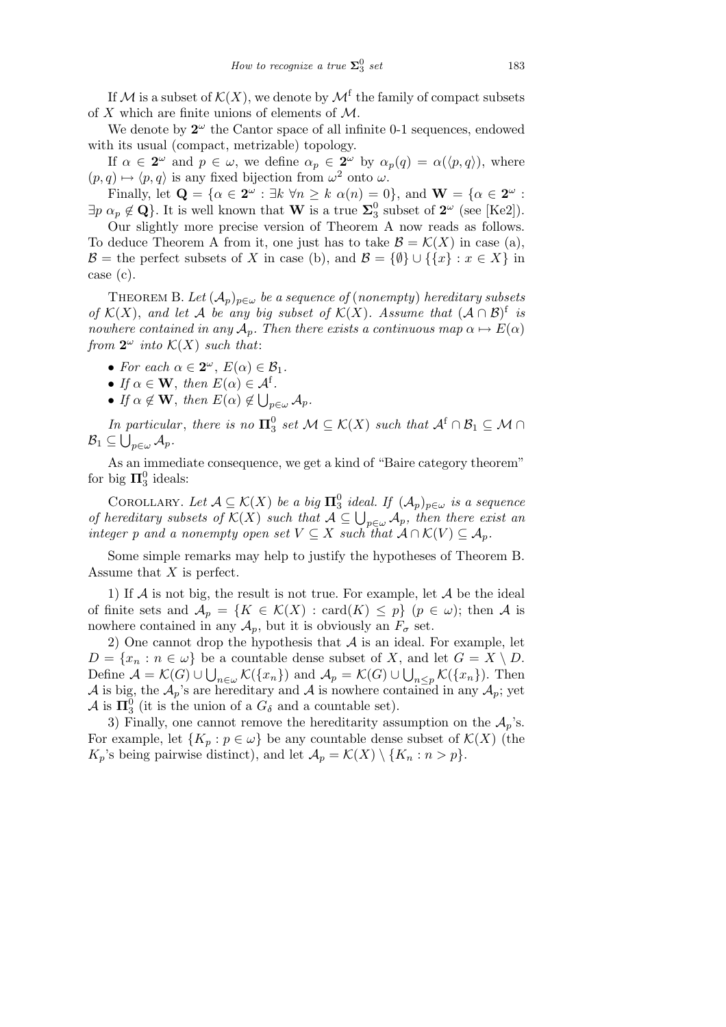If $\mathcal{M}$ is a subset of $\mathcal{K}(X)$, we denote by $\mathcal{M}^{\mathrm{f}}$ the family of compact subsets of $X$ which are finite unions of elements of $\mathcal{M}$.

We denote by $\mathbf{2}^\omega$ the Cantor space of all infinite 0-1 sequences, endowed with its usual (compact, metrizable) topology.

If $\alpha \in \mathbf{2}^\omega$ and $p \in \omega$, we define $\alpha_p \in \mathbf{2}^\omega$ by $\alpha_p(q) = \alpha(\langle p, q\rangle)$, where $(p, q) \mapsto \langle p, q\rangle$ is any fixed bijection from $\omega^2$ onto $\omega$.

Finally, let $\mathbf{Q} = \{\alpha \in \mathbf{2}^\omega : \exists k\ \forall n \geq k\ \alpha(n) = 0\}$, and $\mathbf{W} = \{\alpha \in \mathbf{2}^\omega : \exists p\ \alpha_p \notin \mathbf{Q}\}$. It is well known that $\mathbf{W}$ is a true $\mathbf{\Sigma}^0_3$ subset of $\mathbf{2}^\omega$ (see [Ke2]).

Our slightly more precise version of Theorem A now reads as follows. To deduce Theorem A from it, one just has to take $\mathcal{B} = \mathcal{K}(X)$ in case (a), $\mathcal{B} =$ the perfect subsets of $X$ in case (b), and $\mathcal{B} = \{\emptyset\} \cup \{\{x\} : x \in X\}$ in case (c).

Theorem B. *Let $(\mathcal{A}_p)_{p\in\omega}$ be a sequence of (nonempty) hereditary subsets of $\mathcal{K}(X)$, and let $\mathcal{A}$ be any big subset of $\mathcal{K}(X)$. Assume that $(\mathcal{A} \cap \mathcal{B})^{\mathrm{f}}$ is nowhere contained in any $\mathcal{A}_p$. Then there exists a continuous map $\alpha \mapsto E(\alpha)$ from $\mathbf{2}^\omega$ into $\mathcal{K}(X)$ such that*:

- *For each $\alpha \in \mathbf{2}^\omega$, $E(\alpha) \in \mathcal{B}_1$.*
- *If $\alpha \in \mathbf{W}$, then $E(\alpha) \in \mathcal{A}^{\mathrm{f}}$.*
- *If $\alpha \notin \mathbf{W}$, then $E(\alpha) \notin \bigcup_{p\in\omega} \mathcal{A}_p$.*

*In particular, there is no $\mathbf{\Pi}^0_3$ set $\mathcal{M} \subseteq \mathcal{K}(X)$ such that $\mathcal{A}^{\mathrm{f}} \cap \mathcal{B}_1 \subseteq \mathcal{M} \cap \mathcal{B}_1 \subseteq \bigcup_{p\in\omega} \mathcal{A}_p$.*

As an immediate consequence, we get a kind of "Baire category theorem" for big $\mathbf{\Pi}^0_3$ ideals:

Corollary. *Let $\mathcal{A} \subseteq \mathcal{K}(X)$ be a big $\mathbf{\Pi}^0_3$ ideal. If $(\mathcal{A}_p)_{p\in\omega}$ is a sequence of hereditary subsets of $\mathcal{K}(X)$ such that $\mathcal{A} \subseteq \bigcup_{p\in\omega} \mathcal{A}_p$, then there exist an integer $p$ and a nonempty open set $V \subseteq X$ such that $\mathcal{A} \cap \mathcal{K}(V) \subseteq \mathcal{A}_p$.*

Some simple remarks may help to justify the hypotheses of Theorem B. Assume that $X$ is perfect.

1) If $\mathcal{A}$ is not big, the result is not true. For example, let $\mathcal{A}$ be the ideal of finite sets and $\mathcal{A}_p = \{K \in \mathcal{K}(X) : \mathrm{card}(K) \leq p\}$ $(p \in \omega)$; then $\mathcal{A}$ is nowhere contained in any $\mathcal{A}_p$, but it is obviously an $F_\sigma$ set.

2) One cannot drop the hypothesis that $\mathcal{A}$ is an ideal. For example, let $D = \{x_n : n \in \omega\}$ be a countable dense subset of $X$, and let $G = X \setminus D$. Define $\mathcal{A} = \mathcal{K}(G) \cup \bigcup_{n\in\omega} \mathcal{K}(\{x_n\})$ and $\mathcal{A}_p = \mathcal{K}(G) \cup \bigcup_{n\leq p} \mathcal{K}(\{x_n\})$. Then $\mathcal{A}$ is big, the $\mathcal{A}_p$'s are hereditary and $\mathcal{A}$ is nowhere contained in any $\mathcal{A}_p$; yet $\mathcal{A}$ is $\mathbf{\Pi}^0_3$ (it is the union of a $G_\delta$ and a countable set).

3) Finally, one cannot remove the hereditarity assumption on the $\mathcal{A}_p$'s. For example, let $\{K_p : p \in \omega\}$ be any countable dense subset of $\mathcal{K}(X)$ (the $K_p$'s being pairwise distinct), and let $\mathcal{A}_p = \mathcal{K}(X) \setminus \{K_n : n > p\}$.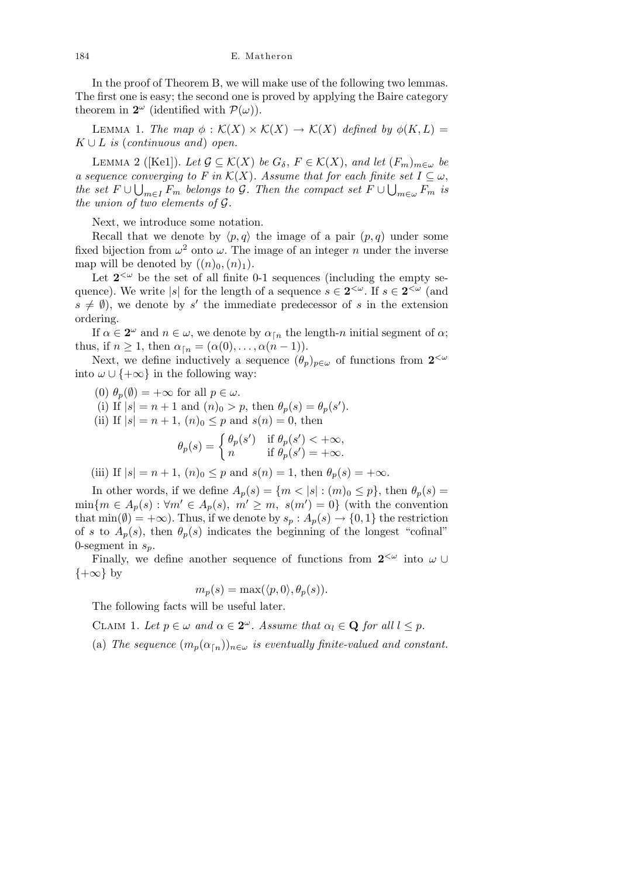In the proof of Theorem B, we will make use of the following two lemmas. The first one is easy; the second one is proved by applying the Baire category theorem in $\mathbf{2}^\omega$ (identified with $\mathcal{P}(\omega)$).

Lemma 1. *The map* $\phi : \mathcal{K}(X) \times \mathcal{K}(X) \to \mathcal{K}(X)$ *defined by* $\phi(K, L) = K \cup L$ *is* (*continuous and*) *open.*

Lemma 2 ([Ke1]). *Let* $\mathcal{G} \subseteq \mathcal{K}(X)$ *be* $G_\delta$, $F \in \mathcal{K}(X)$, *and let* $(F_m)_{m\in\omega}$ *be a sequence converging to* $F$ *in* $\mathcal{K}(X)$. *Assume that for each finite set* $I \subseteq \omega$, *the set* $F \cup \bigcup_{m\in I} F_m$ *belongs to* $\mathcal{G}$. *Then the compact set* $F \cup \bigcup_{m\in\omega} F_m$ *is the union of two elements of* $\mathcal{G}$.

Next, we introduce some notation.

Recall that we denote by $\langle p, q\rangle$ the image of a pair $(p, q)$ under some fixed bijection from $\omega^2$ onto $\omega$. The image of an integer $n$ under the inverse map will be denoted by $((n)_0, (n)_1)$.

Let $\mathbf{2}^{<\omega}$ be the set of all finite 0-1 sequences (including the empty sequence). We write $|s|$ for the length of a sequence $s \in \mathbf{2}^{<\omega}$. If $s \in \mathbf{2}^{<\omega}$ (and $s \neq \emptyset$), we denote by $s'$ the immediate predecessor of $s$ in the extension ordering.

If $\alpha \in \mathbf{2}^\omega$ and $n \in \omega$, we denote by $\alpha_{\lceil n}$ the length-$n$ initial segment of $\alpha$; thus, if $n \geq 1$, then $\alpha_{\lceil n} = (\alpha(0), \ldots, \alpha(n-1))$.

Next, we define inductively a sequence $(\theta_p)_{p\in\omega}$ of functions from $\mathbf{2}^{<\omega}$ into $\omega \cup \{+\infty\}$ in the following way:

(0) $\theta_p(\emptyset) = +\infty$ for all $p \in \omega$.

(i) If $|s| = n + 1$ and $(n)_0 > p$, then $\theta_p(s) = \theta_p(s')$.

(ii) If $|s| = n + 1$, $(n)_0 \leq p$ and $s(n) = 0$, then

$$\theta_p(s) = \begin{cases} \theta_p(s') & \text{if } \theta_p(s') < +\infty, \\ n & \text{if } \theta_p(s') = +\infty. \end{cases}$$

(iii) If $|s| = n + 1$, $(n)_0 \leq p$ and $s(n) = 1$, then $\theta_p(s) = +\infty$.

In other words, if we define $A_p(s) = \{m < |s| : (m)_0 \leq p\}$, then $\theta_p(s) = \min\{m \in A_p(s) : \forall m' \in A_p(s),\ m' \geq m,\ s(m') = 0\}$ (with the convention that $\min(\emptyset) = +\infty$). Thus, if we denote by $s_p : A_p(s) \to \{0, 1\}$ the restriction of $s$ to $A_p(s)$, then $\theta_p(s)$ indicates the beginning of the longest "cofinal" 0-segment in $s_p$.

Finally, we define another sequence of functions from $\mathbf{2}^{<\omega}$ into $\omega \cup \{+\infty\}$ by

$$m_p(s) = \max(\langle p, 0\rangle, \theta_p(s)).$$

The following facts will be useful later.

Claim 1. *Let* $p \in \omega$ *and* $\alpha \in \mathbf{2}^\omega$. *Assume that* $\alpha_l \in \mathbf{Q}$ *for all* $l \leq p$.

(a) *The sequence* $(m_p(\alpha_{\lceil n}))_{n\in\omega}$ *is eventually finite-valued and constant.*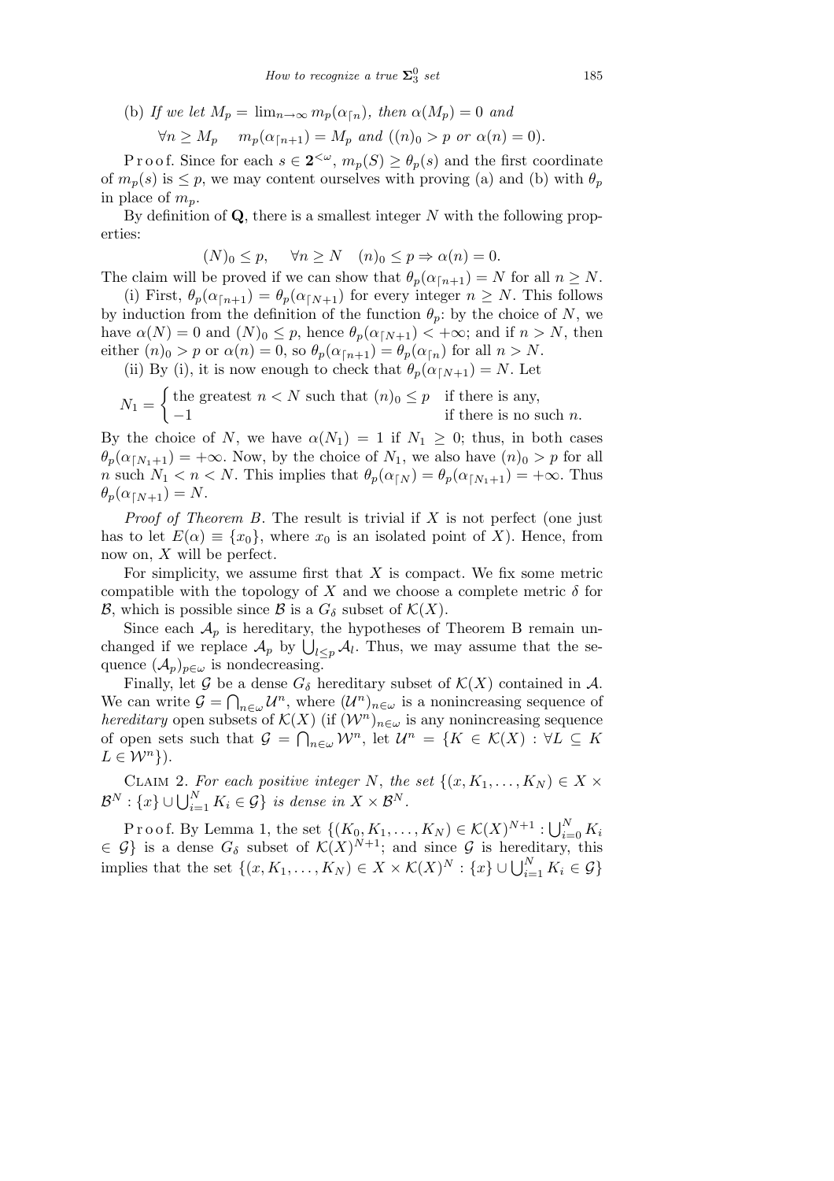(b) *If we let* $M_p = \lim_{n\to\infty} m_p(\alpha_{\lceil n})$, *then* $\alpha(M_p) = 0$ *and*

$$\forall n \geq M_p \quad m_p(\alpha_{\lceil n+1}) = M_p \text{ and } ((n)_0 > p \text{ or } \alpha(n) = 0).$$

P r o o f. Since for each $s \in \mathbf{2}^{<\omega}$, $m_p(S) \geq \theta_p(s)$ and the first coordinate of $m_p(s)$ is $\leq p$, we may content ourselves with proving (a) and (b) with $\theta_p$ in place of $m_p$.

By definition of $\mathbf{Q}$, there is a smallest integer $N$ with the following properties:

$$(N)_0 \leq p, \quad \forall n \geq N \quad (n)_0 \leq p \Rightarrow \alpha(n) = 0.$$

The claim will be proved if we can show that $\theta_p(\alpha_{\lceil n+1}) = N$ for all $n \geq N$.

(i) First, $\theta_p(\alpha_{\lceil n+1}) = \theta_p(\alpha_{\lceil N+1})$ for every integer $n \geq N$. This follows by induction from the definition of the function $\theta_p$: by the choice of $N$, we have $\alpha(N) = 0$ and $(N)_0 \leq p$, hence $\theta_p(\alpha_{\lceil N+1}) < +\infty$; and if $n > N$, then either $(n)_0 > p$ or $\alpha(n) = 0$, so $\theta_p(\alpha_{\lceil n+1}) = \theta_p(\alpha_{\lceil n})$ for all $n > N$.

(ii) By (i), it is now enough to check that $\theta_p(\alpha_{\lceil N+1}) = N$. Let

$$N_1 = \begin{cases} \text{the greatest } n < N \text{ such that } (n)_0 \leq p & \text{if there is any,} \\ -1 & \text{if there is no such } n. \end{cases}$$

By the choice of $N$, we have $\alpha(N_1) = 1$ if $N_1 \geq 0$; thus, in both cases $\theta_p(\alpha_{\lceil N_1+1}) = +\infty$. Now, by the choice of $N_1$, we also have $(n)_0 > p$ for all $n$ such $N_1 < n < N$. This implies that $\theta_p(\alpha_{\lceil N}) = \theta_p(\alpha_{\lceil N_1+1}) = +\infty$. Thus $\theta_p(\alpha_{\lceil N+1}) = N$.

*Proof of Theorem B*. The result is trivial if $X$ is not perfect (one just has to let $E(\alpha) \equiv \{x_0\}$, where $x_0$ is an isolated point of $X$). Hence, from now on, $X$ will be perfect.

For simplicity, we assume first that $X$ is compact. We fix some metric compatible with the topology of $X$ and we choose a complete metric $\delta$ for $\mathcal{B}$, which is possible since $\mathcal{B}$ is a $G_\delta$ subset of $\mathcal{K}(X)$.

Since each $\mathcal{A}_p$ is hereditary, the hypotheses of Theorem B remain unchanged if we replace $\mathcal{A}_p$ by $\bigcup_{l\leq p} \mathcal{A}_l$. Thus, we may assume that the sequence $(\mathcal{A}_p)_{p\in\omega}$ is nondecreasing.

Finally, let $\mathcal{G}$ be a dense $G_\delta$ hereditary subset of $\mathcal{K}(X)$ contained in $\mathcal{A}$. We can write $\mathcal{G} = \bigcap_{n\in\omega} \mathcal{U}^n$, where $(\mathcal{U}^n)_{n\in\omega}$ is a nonincreasing sequence of *hereditary* open subsets of $\mathcal{K}(X)$ (if $(\mathcal{W}^n)_{n\in\omega}$ is any nonincreasing sequence of open sets such that $\mathcal{G} = \bigcap_{n\in\omega} \mathcal{W}^n$, let $\mathcal{U}^n = \{K \in \mathcal{K}(X) : \forall L \subseteq K \; L \in \mathcal{W}^n\}$).

C LAIM 2. *For each positive integer* $N$, *the set* $\{(x, K_1, \ldots, K_N) \in X \times \mathcal{B}^N : \{x\} \cup \bigcup_{i=1}^N K_i \in \mathcal{G}\}$ *is dense in* $X \times \mathcal{B}^N$.

P r o o f. By Lemma 1, the set $\{(K_0, K_1, \ldots, K_N) \in \mathcal{K}(X)^{N+1} : \bigcup_{i=0}^N K_i \in \mathcal{G}\}$ is a dense $G_\delta$ subset of $\mathcal{K}(X)^{N+1}$; and since $\mathcal{G}$ is hereditary, this implies that the set $\{(x, K_1, \ldots, K_N) \in X \times \mathcal{K}(X)^N : \{x\} \cup \bigcup_{i=1}^N K_i \in \mathcal{G}\}$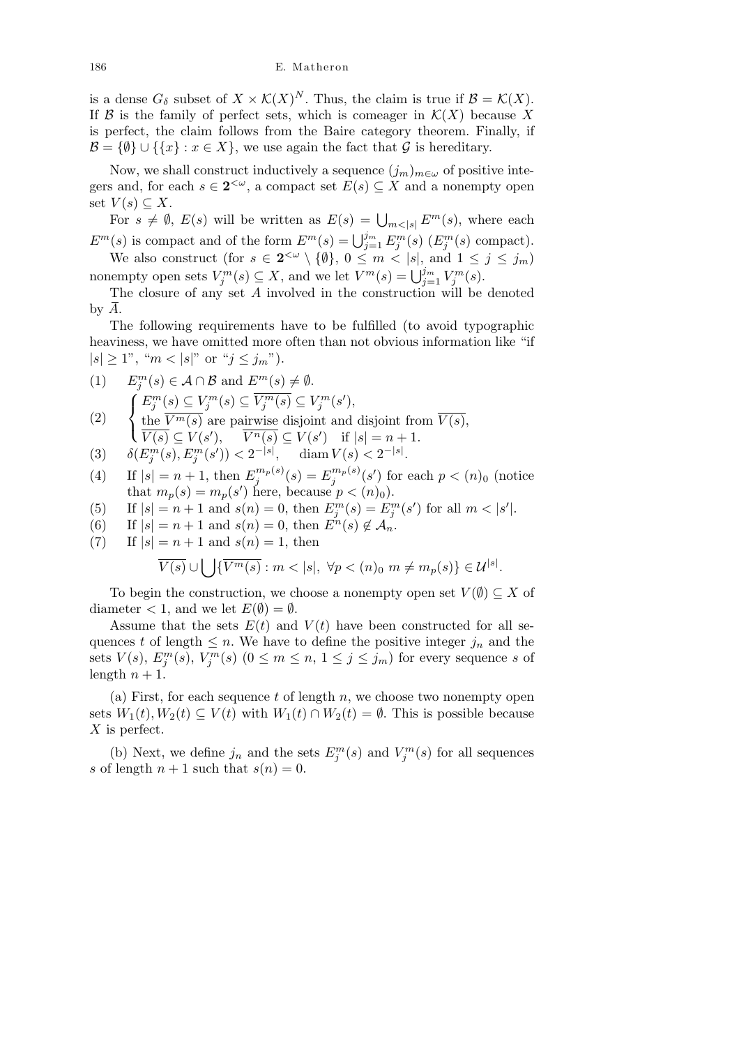is a dense $G_\delta$ subset of $X \times \mathcal{K}(X)^N$. Thus, the claim is true if $\mathcal{B} = \mathcal{K}(X)$. If $\mathcal{B}$ is the family of perfect sets, which is comeager in $\mathcal{K}(X)$ because $X$ is perfect, the claim follows from the Baire category theorem. Finally, if $\mathcal{B} = \{\emptyset\} \cup \{\{x\} : x \in X\}$, we use again the fact that $\mathcal{G}$ is hereditary.

Now, we shall construct inductively a sequence $(j_m)_{m\in\omega}$ of positive integers and, for each $s \in \mathbf{2}^{<\omega}$, a compact set $E(s) \subseteq X$ and a nonempty open set $V(s) \subseteq X$.

For $s \neq \emptyset$, $E(s)$ will be written as $E(s) = \bigcup_{m<|s|} E^m(s)$, where each $E^m(s)$ is compact and of the form $E^m(s) = \bigcup_{j=1}^{j_m} E^m_j(s)$ ($E^m_j(s)$ compact).

We also construct (for $s \in \mathbf{2}^{<\omega} \setminus \{\emptyset\}$, $0 \leq m < |s|$, and $1 \leq j \leq j_m$) nonempty open sets $V^m_j(s) \subseteq X$, and we let $V^m(s) = \bigcup_{j=1}^{j_m} V^m_j(s)$.

The closure of any set $A$ involved in the construction will be denoted by $\overline{A}$.

The following requirements have to be fulfilled (to avoid typographic heaviness, we have omitted more often than not obvious information like "if $|s| \geq 1$", "$m < |s|$" or "$j \leq j_m$").

(1) $E^m_j(s) \in \mathcal{A} \cap \mathcal{B}$ and $E^m(s) \neq \emptyset$.

(2) $$\begin{cases} E^m_j(s) \subseteq V^m_j(s) \subseteq \overline{V^m_j(s)} \subseteq V^m_j(s'), \\ \text{the } \overline{V^m(s)} \text{ are pairwise disjoint and disjoint from } \overline{V(s)}, \\ \overline{V(s)} \subseteq V(s'), \quad \overline{V^n(s)} \subseteq V(s') \quad \text{if } |s| = n+1. \end{cases}$$

(3) $\delta(E^m_j(s), E^m_j(s')) < 2^{-|s|}$, $\quad \operatorname{diam} V(s) < 2^{-|s|}$.

(4) If $|s| = n+1$, then $E^{m_p(s)}_j(s) = E^{m_p(s)}_j(s')$ for each $p < (n)_0$ (notice that $m_p(s) = m_p(s')$ here, because $p < (n)_0$).

(5) If $|s| = n+1$ and $s(n) = 0$, then $E^m_j(s) = E^m_j(s')$ for all $m < |s'|$.

(6) If $|s| = n+1$ and $s(n) = 0$, then $E^n(s) \notin \mathcal{A}_n$.

(7) If $|s| = n+1$ and $s(n) = 1$, then
$$\overline{V(s)} \cup \bigcup \{\overline{V^m(s)} : m < |s|,\ \forall p < (n)_0\ m \neq m_p(s)\} \in \mathcal{U}^{|s|}.$$

To begin the construction, we choose a nonempty open set $V(\emptyset) \subseteq X$ of diameter $< 1$, and we let $E(\emptyset) = \emptyset$.

Assume that the sets $E(t)$ and $V(t)$ have been constructed for all sequences $t$ of length $\leq n$. We have to define the positive integer $j_n$ and the sets $V(s)$, $E^m_j(s)$, $V^m_j(s)$ ($0 \leq m \leq n$, $1 \leq j \leq j_m$) for every sequence $s$ of length $n+1$.

(a) First, for each sequence $t$ of length $n$, we choose two nonempty open sets $W_1(t), W_2(t) \subseteq V(t)$ with $W_1(t) \cap W_2(t) = \emptyset$. This is possible because $X$ is perfect.

(b) Next, we define $j_n$ and the sets $E^m_j(s)$ and $V^m_j(s)$ for all sequences $s$ of length $n+1$ such that $s(n) = 0$.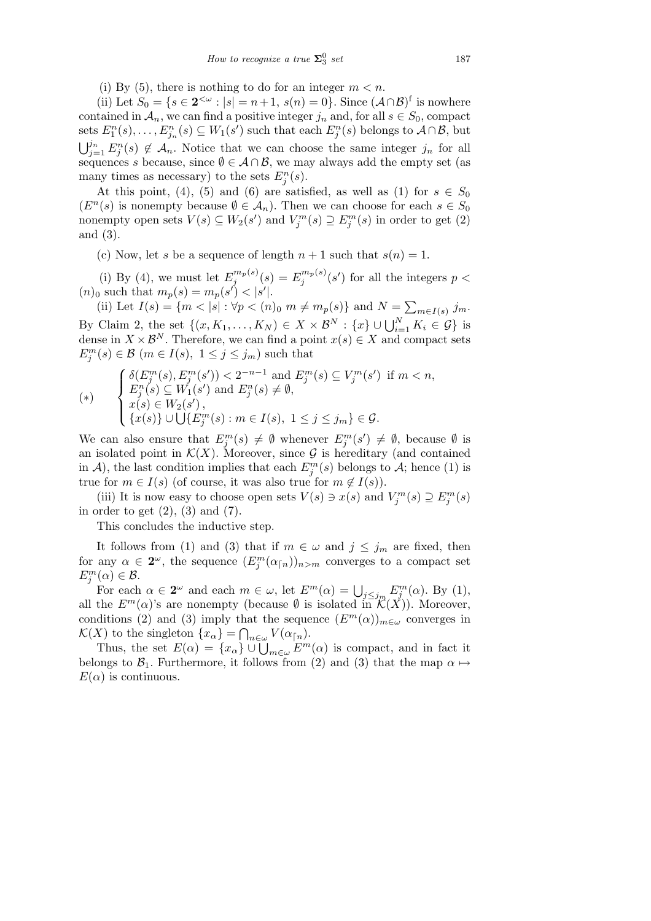(i) By (5), there is nothing to do for an integer $m < n$.

(ii) Let $S_0 = \{s \in \mathbf{2}^{<\omega} : |s| = n+1,\ s(n) = 0\}$. Since $(\mathcal{A}\cap\mathcal{B})^{\mathrm{f}}$ is nowhere contained in $\mathcal{A}_n$, we can find a positive integer $j_n$ and, for all $s \in S_0$, compact sets $E_1^n(s), \ldots, E_{j_n}^n(s) \subseteq W_1(s')$ such that each $E_j^n(s)$ belongs to $\mathcal{A}\cap\mathcal{B}$, but $\bigcup_{j=1}^{j_n} E_j^n(s) \notin \mathcal{A}_n$. Notice that we can choose the same integer $j_n$ for all sequences $s$ because, since $\emptyset \in \mathcal{A}\cap\mathcal{B}$, we may always add the empty set (as many times as necessary) to the sets $E_j^n(s)$.

At this point, (4), (5) and (6) are satisfied, as well as (1) for $s \in S_0$ ($E^n(s)$ is nonempty because $\emptyset \in \mathcal{A}_n$). Then we can choose for each $s \in S_0$ nonempty open sets $V(s) \subseteq W_2(s')$ and $V_j^m(s) \supseteq E_j^m(s)$ in order to get (2) and (3).

(c) Now, let $s$ be a sequence of length $n+1$ such that $s(n) = 1$.

(i) By (4), we must let $E_j^{m_p(s)}(s) = E_j^{m_p(s)}(s')$ for all the integers $p < (n)_0$ such that $m_p(s) = m_p(s') < |s'|$.

(ii) Let $I(s) = \{m < |s| : \forall p < (n)_0\ m \neq m_p(s)\}$ and $N = \sum_{m\in I(s)} j_m$. By Claim 2, the set $\{(x, K_1, \ldots, K_N) \in X \times \mathcal{B}^N : \{x\} \cup \bigcup_{i=1}^N K_i \in \mathcal{G}\}$ is dense in $X \times \mathcal{B}^N$. Therefore, we can find a point $x(s) \in X$ and compact sets $E_j^m(s) \in \mathcal{B}$ ($m \in I(s),\ 1 \le j \le j_m$) such that

$$(*)\qquad \begin{cases} \delta(E_j^m(s), E_j^m(s')) < 2^{-n-1} \text{ and } E_j^m(s) \subseteq V_j^m(s') \text{ if } m < n,\\ E_j^n(s) \subseteq W_1(s') \text{ and } E_j^n(s) \neq \emptyset,\\ x(s) \in W_2(s'),\\ \{x(s)\} \cup \bigcup\{E_j^m(s) : m \in I(s),\ 1 \le j \le j_m\} \in \mathcal{G}. \end{cases}$$

We can also ensure that $E_j^m(s) \neq \emptyset$ whenever $E_j^m(s') \neq \emptyset$, because $\emptyset$ is an isolated point in $\mathcal{K}(X)$. Moreover, since $\mathcal{G}$ is hereditary (and contained in $\mathcal{A}$), the last condition implies that each $E_j^m(s)$ belongs to $\mathcal{A}$; hence (1) is true for $m \in I(s)$ (of course, it was also true for $m \notin I(s)$).

(iii) It is now easy to choose open sets $V(s) \ni x(s)$ and $V_j^m(s) \supseteq E_j^m(s)$ in order to get (2), (3) and (7).

This concludes the inductive step.

It follows from (1) and (3) that if $m \in \omega$ and $j \le j_m$ are fixed, then for any $\alpha \in \mathbf{2}^\omega$, the sequence $(E_j^m(\alpha\lceil n))_{n>m}$ converges to a compact set $E_j^m(\alpha) \in \mathcal{B}$.

For each $\alpha \in \mathbf{2}^\omega$ and each $m \in \omega$, let $E^m(\alpha) = \bigcup_{j \le j_m} E_j^m(\alpha)$. By (1), all the $E^m(\alpha)$'s are nonempty (because $\emptyset$ is isolated in $\mathcal{K}(X)$). Moreover, conditions (2) and (3) imply that the sequence $(E^m(\alpha))_{m\in\omega}$ converges in $\mathcal{K}(X)$ to the singleton $\{x_\alpha\} = \bigcap_{n\in\omega} V(\alpha\lceil n)$.

Thus, the set $E(\alpha) = \{x_\alpha\} \cup \bigcup_{m\in\omega} E^m(\alpha)$ is compact, and in fact it belongs to $\mathcal{B}_1$. Furthermore, it follows from (2) and (3) that the map $\alpha \mapsto E(\alpha)$ is continuous.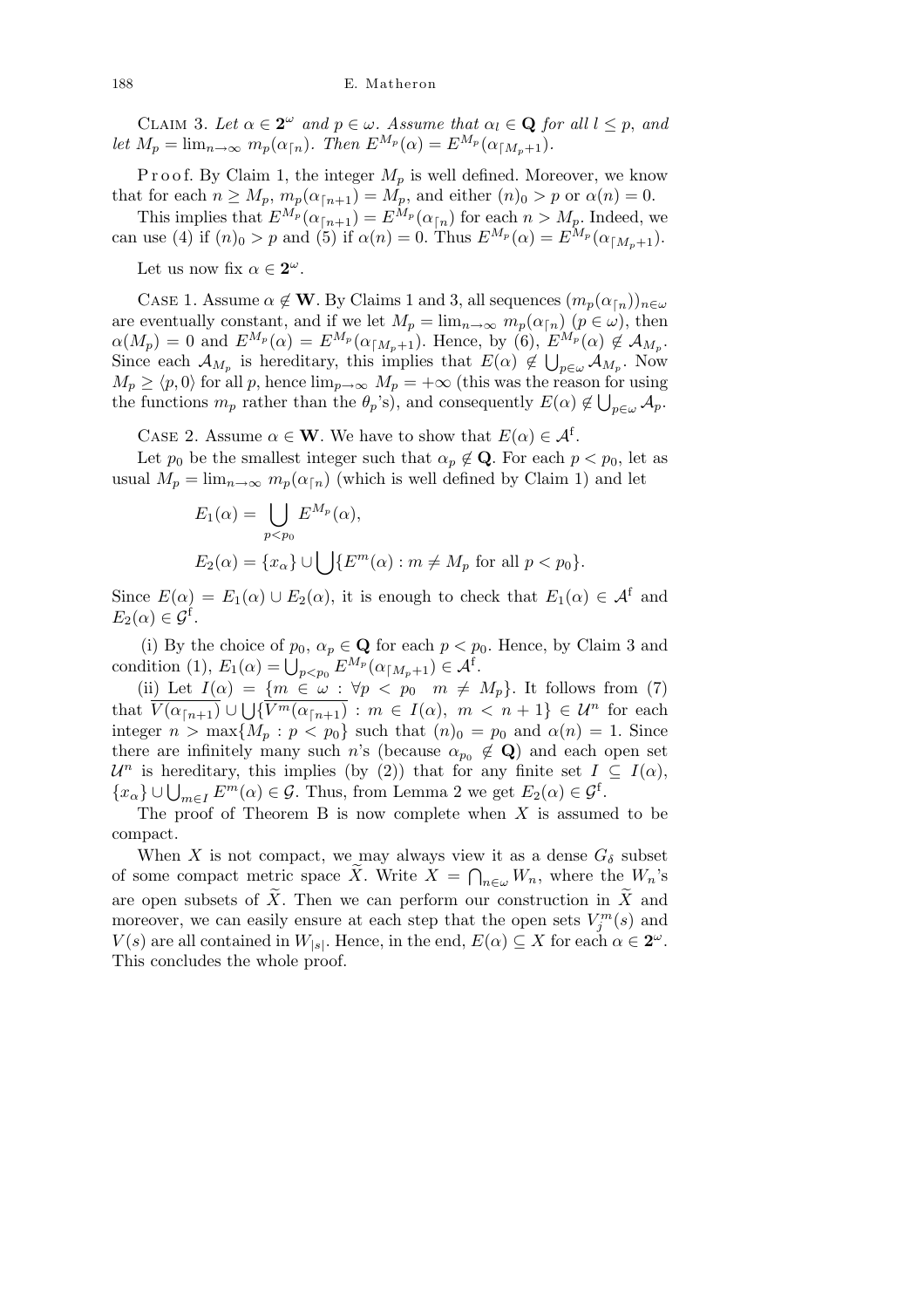Claim 3. *Let $\alpha \in \mathbf{2}^\omega$ and $p \in \omega$. Assume that $\alpha_l \in \mathbf{Q}$ for all $l \le p$, and let $M_p = \lim_{n\to\infty} m_p(\alpha_{\lceil n})$. Then $E^{M_p}(\alpha) = E^{M_p}(\alpha_{\lceil M_p+1})$.*

Proof. By Claim 1, the integer $M_p$ is well defined. Moreover, we know that for each $n \ge M_p$, $m_p(\alpha_{\lceil n+1}) = M_p$, and either $(n)_0 > p$ or $\alpha(n) = 0$.

This implies that $E^{M_p}(\alpha_{\lceil n+1}) = E^{M_p}(\alpha_{\lceil n})$ for each $n > M_p$. Indeed, we can use (4) if $(n)_0 > p$ and (5) if $\alpha(n) = 0$. Thus $E^{M_p}(\alpha) = E^{M_p}(\alpha_{\lceil M_p+1})$.

Let us now fix $\alpha \in \mathbf{2}^\omega$.

Case 1. Assume $\alpha \notin \mathbf{W}$. By Claims 1 and 3, all sequences $(m_p(\alpha_{\lceil n}))_{n\in\omega}$ are eventually constant, and if we let $M_p = \lim_{n\to\infty} m_p(\alpha_{\lceil n})$ ($p \in \omega$), then $\alpha(M_p) = 0$ and $E^{M_p}(\alpha) = E^{M_p}(\alpha_{\lceil M_p+1})$. Hence, by (6), $E^{M_p}(\alpha) \notin \mathcal{A}_{M_p}$. Since each $\mathcal{A}_{M_p}$ is hereditary, this implies that $E(\alpha) \notin \bigcup_{p\in\omega} \mathcal{A}_{M_p}$. Now $M_p \ge \langle p, 0\rangle$ for all $p$, hence $\lim_{p\to\infty} M_p = +\infty$ (this was the reason for using the functions $m_p$ rather than the $\theta_p$'s), and consequently $E(\alpha) \notin \bigcup_{p\in\omega} \mathcal{A}_p$.

Case 2. Assume $\alpha \in \mathbf{W}$. We have to show that $E(\alpha) \in \mathcal{A}^{\mathrm{f}}$.

Let $p_0$ be the smallest integer such that $\alpha_p \notin \mathbf{Q}$. For each $p < p_0$, let as usual $M_p = \lim_{n\to\infty} m_p(\alpha_{\lceil n})$ (which is well defined by Claim 1) and let

$$E_1(\alpha) = \bigcup_{p<p_0} E^{M_p}(\alpha),$$

$$E_2(\alpha) = \{x_\alpha\} \cup \bigcup\{E^m(\alpha) : m \ne M_p \text{ for all } p < p_0\}.$$

Since $E(\alpha) = E_1(\alpha) \cup E_2(\alpha)$, it is enough to check that $E_1(\alpha) \in \mathcal{A}^{\mathrm{f}}$ and $E_2(\alpha) \in \mathcal{G}^{\mathrm{f}}$.

(i) By the choice of $p_0$, $\alpha_p \in \mathbf{Q}$ for each $p < p_0$. Hence, by Claim 3 and condition (1), $E_1(\alpha) = \bigcup_{p<p_0} E^{M_p}(\alpha_{\lceil M_p+1}) \in \mathcal{A}^{\mathrm{f}}$.

(ii) Let $I(\alpha) = \{m \in \omega : \forall p < p_0 \ \ m \ne M_p\}$. It follows from (7) that $\overline{V(\alpha_{\lceil n+1})} \cup \bigcup\{\overline{V^m(\alpha_{\lceil n+1})} : m \in I(\alpha),\ m < n+1\} \in \mathcal{U}^n$ for each integer $n > \max\{M_p : p < p_0\}$ such that $(n)_0 = p_0$ and $\alpha(n) = 1$. Since there are infinitely many such $n$'s (because $\alpha_{p_0} \notin \mathbf{Q}$) and each open set $\mathcal{U}^n$ is hereditary, this implies (by (2)) that for any finite set $I \subseteq I(\alpha)$, $\{x_\alpha\} \cup \bigcup_{m\in I} E^m(\alpha) \in \mathcal{G}$. Thus, from Lemma 2 we get $E_2(\alpha) \in \mathcal{G}^{\mathrm{f}}$.

The proof of Theorem B is now complete when $X$ is assumed to be compact.

When $X$ is not compact, we may always view it as a dense $G_\delta$ subset of some compact metric space $\widetilde{X}$. Write $X = \bigcap_{n\in\omega} W_n$, where the $W_n$'s are open subsets of $\widetilde{X}$. Then we can perform our construction in $\widetilde{X}$ and moreover, we can easily ensure at each step that the open sets $V_j^m(s)$ and $V(s)$ are all contained in $W_{|s|}$. Hence, in the end, $E(\alpha) \subseteq X$ for each $\alpha \in \mathbf{2}^\omega$. This concludes the whole proof.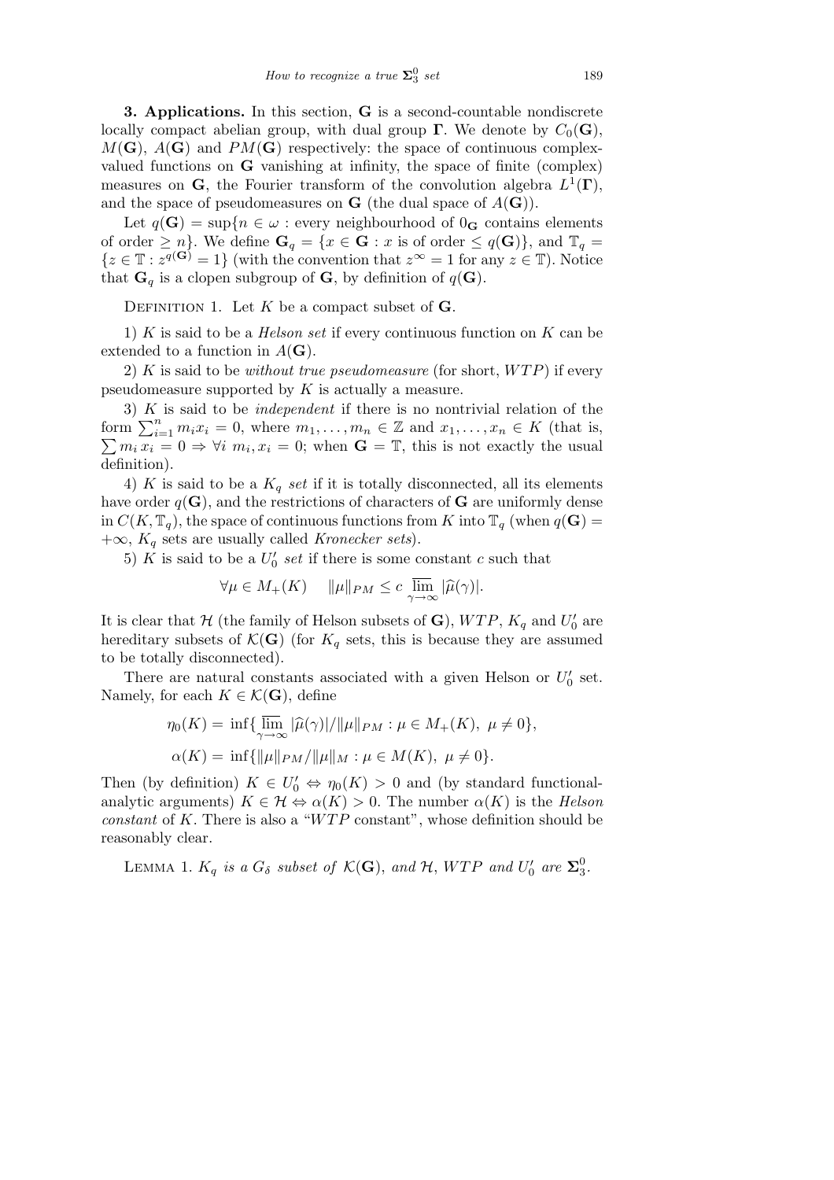**3. Applications.** In this section, $\mathbf{G}$ is a second-countable nondiscrete locally compact abelian group, with dual group $\mathbf{\Gamma}$. We denote by $C_0(\mathbf{G})$, $M(\mathbf{G})$, $A(\mathbf{G})$ and $PM(\mathbf{G})$ respectively: the space of continuous complex-valued functions on $\mathbf{G}$ vanishing at infinity, the space of finite (complex) measures on $\mathbf{G}$, the Fourier transform of the convolution algebra $L^1(\mathbf{\Gamma})$, and the space of pseudomeasures on $\mathbf{G}$ (the dual space of $A(\mathbf{G})$).

Let $q(\mathbf{G}) = \sup\{n \in \omega :$ every neighbourhood of $0_{\mathbf{G}}$ contains elements of order $\geq n\}$. We define $\mathbf{G}_q = \{x \in \mathbf{G} : x$ is of order $\leq q(\mathbf{G})\}$, and $\mathbb{T}_q = \{z \in \mathbb{T} : z^{q(\mathbf{G})} = 1\}$ (with the convention that $z^\infty = 1$ for any $z \in \mathbb{T}$). Notice that $\mathbf{G}_q$ is a clopen subgroup of $\mathbf{G}$, by definition of $q(\mathbf{G})$.

Definition 1. Let $K$ be a compact subset of $\mathbf{G}$.

1) $K$ is said to be a *Helson set* if every continuous function on $K$ can be extended to a function in $A(\mathbf{G})$.

2) $K$ is said to be *without true pseudomeasure* (for short, $WTP$) if every pseudomeasure supported by $K$ is actually a measure.

3) $K$ is said to be *independent* if there is no nontrivial relation of the form $\sum_{i=1}^n m_i x_i = 0$, where $m_1, \ldots, m_n \in \mathbb{Z}$ and $x_1, \ldots, x_n \in K$ (that is, $\sum m_i x_i = 0 \Rightarrow \forall i \; m_i x_i = 0$; when $\mathbf{G} = \mathbb{T}$, this is not exactly the usual definition).

4) $K$ is said to be a $K_q$ *set* if it is totally disconnected, all its elements have order $q(\mathbf{G})$, and the restrictions of characters of $\mathbf{G}$ are uniformly dense in $C(K, \mathbb{T}_q)$, the space of continuous functions from $K$ into $\mathbb{T}_q$ (when $q(\mathbf{G}) = +\infty$, $K_q$ sets are usually called *Kronecker sets*).

5) $K$ is said to be a $U_0'$ *set* if there is some constant $c$ such that

$$\forall \mu \in M_+(K) \quad \|\mu\|_{PM} \leq c \varlimsup_{\gamma \to \infty} |\widehat{\mu}(\gamma)|.$$

It is clear that $\mathcal{H}$ (the family of Helson subsets of $\mathbf{G}$), $WTP$, $K_q$ and $U_0'$ are hereditary subsets of $\mathcal{K}(\mathbf{G})$ (for $K_q$ sets, this is because they are assumed to be totally disconnected).

There are natural constants associated with a given Helson or $U_0'$ set. Namely, for each $K \in \mathcal{K}(\mathbf{G})$, define

$$\eta_0(K) = \inf\{\varlimsup_{\gamma \to \infty} |\widehat{\mu}(\gamma)|/\|\mu\|_{PM} : \mu \in M_+(K),\ \mu \neq 0\},$$

$$\alpha(K) = \inf\{\|\mu\|_{PM}/\|\mu\|_M : \mu \in M(K),\ \mu \neq 0\}.$$

Then (by definition) $K \in U_0' \Leftrightarrow \eta_0(K) > 0$ and (by standard functional-analytic arguments) $K \in \mathcal{H} \Leftrightarrow \alpha(K) > 0$. The number $\alpha(K)$ is the *Helson constant* of $K$. There is also a "$WTP$ constant", whose definition should be reasonably clear.

Lemma 1. *$K_q$ is a $G_\delta$ subset of $\mathcal{K}(\mathbf{G})$, and $\mathcal{H}$, $WTP$ and $U_0'$ are $\mathbf{\Sigma}_3^0$.*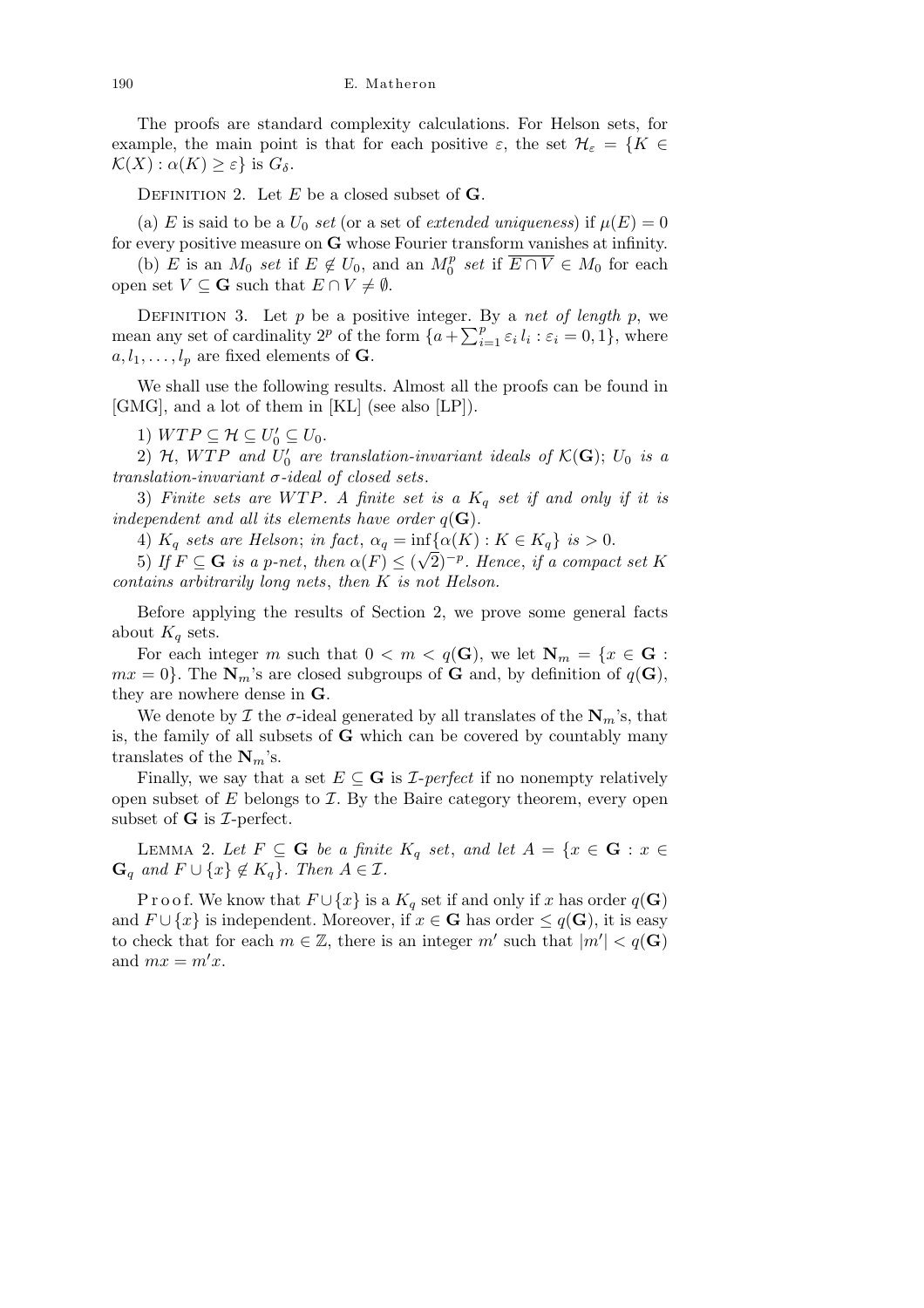The proofs are standard complexity calculations. For Helson sets, for example, the main point is that for each positive $\varepsilon$, the set $\mathcal{H}_\varepsilon = \{K \in \mathcal{K}(X) : \alpha(K) \geq \varepsilon\}$ is $G_\delta$.

Definition 2. Let $E$ be a closed subset of $\mathbf{G}$.

(a) $E$ is said to be a $U_0$ *set* (or a set of *extended uniqueness*) if $\mu(E) = 0$ for every positive measure on $\mathbf{G}$ whose Fourier transform vanishes at infinity.

(b) $E$ is an $M_0$ *set* if $E \notin U_0$, and an $M_0^p$ *set* if $\overline{E \cap V} \in M_0$ for each open set $V \subseteq \mathbf{G}$ such that $E \cap V \neq \emptyset$.

Definition 3. Let $p$ be a positive integer. By a *net of length* $p$, we mean any set of cardinality $2^p$ of the form $\{a + \sum_{i=1}^p \varepsilon_i l_i : \varepsilon_i = 0, 1\}$, where $a, l_1, \ldots, l_p$ are fixed elements of $\mathbf{G}$.

We shall use the following results. Almost all the proofs can be found in [GMG], and a lot of them in [KL] (see also [LP]).

1) $WTP \subseteq \mathcal{H} \subseteq U_0' \subseteq U_0$.

2) *$\mathcal{H}$, $WTP$ and $U_0'$ are translation-invariant ideals of $\mathcal{K}(\mathbf{G})$; $U_0$ is a translation-invariant $\sigma$-ideal of closed sets.*

3) *Finite sets are $WTP$. A finite set is a $K_q$ set if and only if it is independent and all its elements have order $q(\mathbf{G})$.*

4) *$K_q$ sets are Helson; in fact, $\alpha_q = \inf\{\alpha(K) : K \in K_q\}$ is $> 0$.*

5) *If $F \subseteq \mathbf{G}$ is a $p$-net, then $\alpha(F) \leq (\sqrt{2})^{-p}$. Hence, if a compact set $K$ contains arbitrarily long nets, then $K$ is not Helson.*

Before applying the results of Section 2, we prove some general facts about $K_q$ sets.

For each integer $m$ such that $0 < m < q(\mathbf{G})$, we let $\mathbf{N}_m = \{x \in \mathbf{G} : mx = 0\}$. The $\mathbf{N}_m$'s are closed subgroups of $\mathbf{G}$ and, by definition of $q(\mathbf{G})$, they are nowhere dense in $\mathbf{G}$.

We denote by $\mathcal{I}$ the $\sigma$-ideal generated by all translates of the $\mathbf{N}_m$'s, that is, the family of all subsets of $\mathbf{G}$ which can be covered by countably many translates of the $\mathbf{N}_m$'s.

Finally, we say that a set $E \subseteq \mathbf{G}$ is $\mathcal{I}$-*perfect* if no nonempty relatively open subset of $E$ belongs to $\mathcal{I}$. By the Baire category theorem, every open subset of $\mathbf{G}$ is $\mathcal{I}$-perfect.

Lemma 2. *Let $F \subseteq \mathbf{G}$ be a finite $K_q$ set, and let $A = \{x \in \mathbf{G} : x \in \mathbf{G}_q$ and $F \cup \{x\} \notin K_q\}$. Then $A \in \mathcal{I}$.*

Proof. We know that $F \cup \{x\}$ is a $K_q$ set if and only if $x$ has order $q(\mathbf{G})$ and $F \cup \{x\}$ is independent. Moreover, if $x \in \mathbf{G}$ has order $\leq q(\mathbf{G})$, it is easy to check that for each $m \in \mathbb{Z}$, there is an integer $m'$ such that $|m'| < q(\mathbf{G})$ and $mx = m'x$.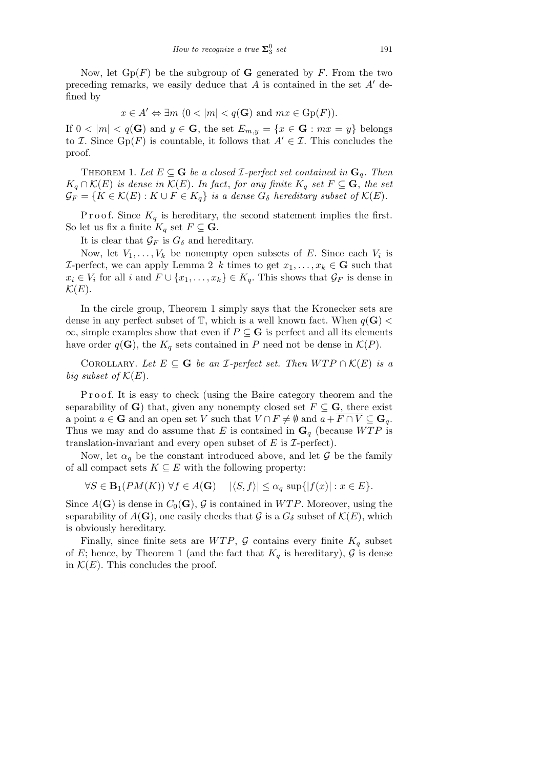Now, let $\mathrm{Gp}(F)$ be the subgroup of $\mathbf{G}$ generated by $F$. From the two preceding remarks, we easily deduce that $A$ is contained in the set $A'$ defined by

$$x \in A' \Leftrightarrow \exists m \ (0 < |m| < q(\mathbf{G}) \text{ and } mx \in \mathrm{Gp}(F)).$$

If $0 < |m| < q(\mathbf{G})$ and $y \in \mathbf{G}$, the set $E_{m,y} = \{x \in \mathbf{G} : mx = y\}$ belongs to $\mathcal{I}$. Since $\mathrm{Gp}(F)$ is countable, it follows that $A' \in \mathcal{I}$. This concludes the proof.

THEOREM 1. *Let $E \subseteq \mathbf{G}$ be a closed $\mathcal{I}$-perfect set contained in $\mathbf{G}_q$. Then $K_q \cap \mathcal{K}(E)$ is dense in $\mathcal{K}(E)$. In fact, for any finite $K_q$ set $F \subseteq \mathbf{G}$, the set $\mathcal{G}_F = \{K \in \mathcal{K}(E) : K \cup F \in K_q\}$ is a dense $G_\delta$ hereditary subset of $\mathcal{K}(E)$.*

Proof. Since $K_q$ is hereditary, the second statement implies the first. So let us fix a finite $K_q$ set $F \subseteq \mathbf{G}$.

It is clear that $\mathcal{G}_F$ is $G_\delta$ and hereditary.

Now, let $V_1, \ldots, V_k$ be nonempty open subsets of $E$. Since each $V_i$ is $\mathcal{I}$-perfect, we can apply Lemma 2 $k$ times to get $x_1, \ldots, x_k \in \mathbf{G}$ such that $x_i \in V_i$ for all $i$ and $F \cup \{x_1, \ldots, x_k\} \in K_q$. This shows that $\mathcal{G}_F$ is dense in $\mathcal{K}(E)$.

In the circle group, Theorem 1 simply says that the Kronecker sets are dense in any perfect subset of $\mathbb{T}$, which is a well known fact. When $q(\mathbf{G}) < \infty$, simple examples show that even if $P \subseteq \mathbf{G}$ is perfect and all its elements have order $q(\mathbf{G})$, the $K_q$ sets contained in $P$ need not be dense in $\mathcal{K}(P)$.

COROLLARY. *Let $E \subseteq \mathbf{G}$ be an $\mathcal{I}$-perfect set. Then $WTP \cap \mathcal{K}(E)$ is a big subset of $\mathcal{K}(E)$.*

Proof. It is easy to check (using the Baire category theorem and the separability of $\mathbf{G}$) that, given any nonempty closed set $F \subseteq \mathbf{G}$, there exist a point $a \in \mathbf{G}$ and an open set $V$ such that $V \cap F \neq \emptyset$ and $a + \overline{F \cap V} \subseteq \mathbf{G}_q$. Thus we may and do assume that $E$ is contained in $\mathbf{G}_q$ (because $WTP$ is translation-invariant and every open subset of $E$ is $\mathcal{I}$-perfect).

Now, let $\alpha_q$ be the constant introduced above, and let $\mathcal{G}$ be the family of all compact sets $K \subseteq E$ with the following property:

$$\forall S \in \mathbf{B}_1(PM(K)) \ \forall f \in A(\mathbf{G}) \quad |\langle S, f\rangle| \leq \alpha_q \sup\{|f(x)| : x \in E\}.$$

Since $A(\mathbf{G})$ is dense in $C_0(\mathbf{G})$, $\mathcal{G}$ is contained in $WTP$. Moreover, using the separability of $A(\mathbf{G})$, one easily checks that $\mathcal{G}$ is a $G_\delta$ subset of $\mathcal{K}(E)$, which is obviously hereditary.

Finally, since finite sets are $WTP$, $\mathcal{G}$ contains every finite $K_q$ subset of $E$; hence, by Theorem 1 (and the fact that $K_q$ is hereditary), $\mathcal{G}$ is dense in $\mathcal{K}(E)$. This concludes the proof.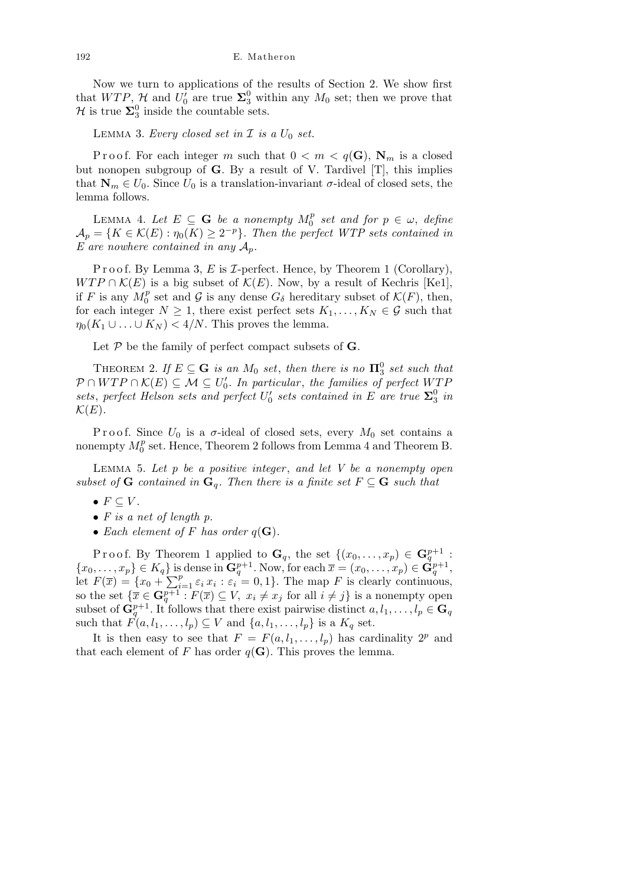Now we turn to applications of the results of Section 2. We show first that $WTP$, $\mathcal{H}$ and $U_0'$ are true $\mathbf{\Sigma}_3^0$ within any $M_0$ set; then we prove that $\mathcal{H}$ is true $\mathbf{\Sigma}_3^0$ inside the countable sets.

Lemma 3. *Every closed set in $\mathcal{I}$ is a $U_0$ set.*

Proof. For each integer $m$ such that $0 < m < q(\mathbf{G})$, $\mathbf{N}_m$ is a closed but nonopen subgroup of $\mathbf{G}$. By a result of V. Tardivel [T], this implies that $\mathbf{N}_m \in U_0$. Since $U_0$ is a translation-invariant $\sigma$-ideal of closed sets, the lemma follows.

Lemma 4. *Let $E \subseteq \mathbf{G}$ be a nonempty $M_0^p$ set and for $p \in \omega$, define $\mathcal{A}_p = \{K \in \mathcal{K}(E) : \eta_0(K) \geq 2^{-p}\}$. Then the perfect $WTP$ sets contained in $E$ are nowhere contained in any $\mathcal{A}_p$.*

Proof. By Lemma 3, $E$ is $\mathcal{I}$-perfect. Hence, by Theorem 1 (Corollary), $WTP \cap \mathcal{K}(E)$ is a big subset of $\mathcal{K}(E)$. Now, by a result of Kechris [Ke1], if $F$ is any $M_0^p$ set and $\mathcal{G}$ is any dense $G_\delta$ hereditary subset of $\mathcal{K}(F)$, then, for each integer $N \geq 1$, there exist perfect sets $K_1, \ldots, K_N \in \mathcal{G}$ such that $\eta_0(K_1 \cup \ldots \cup K_N) < 4/N$. This proves the lemma.

Let $\mathcal{P}$ be the family of perfect compact subsets of $\mathbf{G}$.

Theorem 2. *If $E \subseteq \mathbf{G}$ is an $M_0$ set, then there is no $\mathbf{\Pi}_3^0$ set such that $\mathcal{P} \cap WTP \cap \mathcal{K}(E) \subseteq \mathcal{M} \subseteq U_0'$. In particular, the families of perfect $WTP$ sets, perfect Helson sets and perfect $U_0'$ sets contained in $E$ are true $\mathbf{\Sigma}_3^0$ in $\mathcal{K}(E)$.*

Proof. Since $U_0$ is a $\sigma$-ideal of closed sets, every $M_0$ set contains a nonempty $M_0^p$ set. Hence, Theorem 2 follows from Lemma 4 and Theorem B.

Lemma 5. *Let $p$ be a positive integer, and let $V$ be a nonempty open subset of $\mathbf{G}$ contained in $\mathbf{G}_q$. Then there is a finite set $F \subseteq \mathbf{G}$ such that*

- *$F \subseteq V$.*
- *$F$ is a net of length $p$.*
- *Each element of $F$ has order $q(\mathbf{G})$.*

Proof. By Theorem 1 applied to $\mathbf{G}_q$, the set $\{(x_0, \ldots, x_p) \in \mathbf{G}_q^{p+1} : \{x_0, \ldots, x_p\} \in K_q\}$ is dense in $\mathbf{G}_q^{p+1}$. Now, for each $\overline{x} = (x_0, \ldots, x_p) \in \mathbf{G}_q^{p+1}$, let $F(\overline{x}) = \{x_0 + \sum_{i=1}^p \varepsilon_i x_i : \varepsilon_i = 0, 1\}$. The map $F$ is clearly continuous, so the set $\{\overline{x} \in \mathbf{G}_q^{p+1} : F(\overline{x}) \subseteq V,\ x_i \neq x_j \text{ for all } i \neq j\}$ is a nonempty open subset of $\mathbf{G}_q^{p+1}$. It follows that there exist pairwise distinct $a, l_1, \ldots, l_p \in \mathbf{G}_q$ such that $F(a, l_1, \ldots, l_p) \subseteq V$ and $\{a, l_1, \ldots, l_p\}$ is a $K_q$ set.

It is then easy to see that $F = F(a, l_1, \ldots, l_p)$ has cardinality $2^p$ and that each element of $F$ has order $q(\mathbf{G})$. This proves the lemma.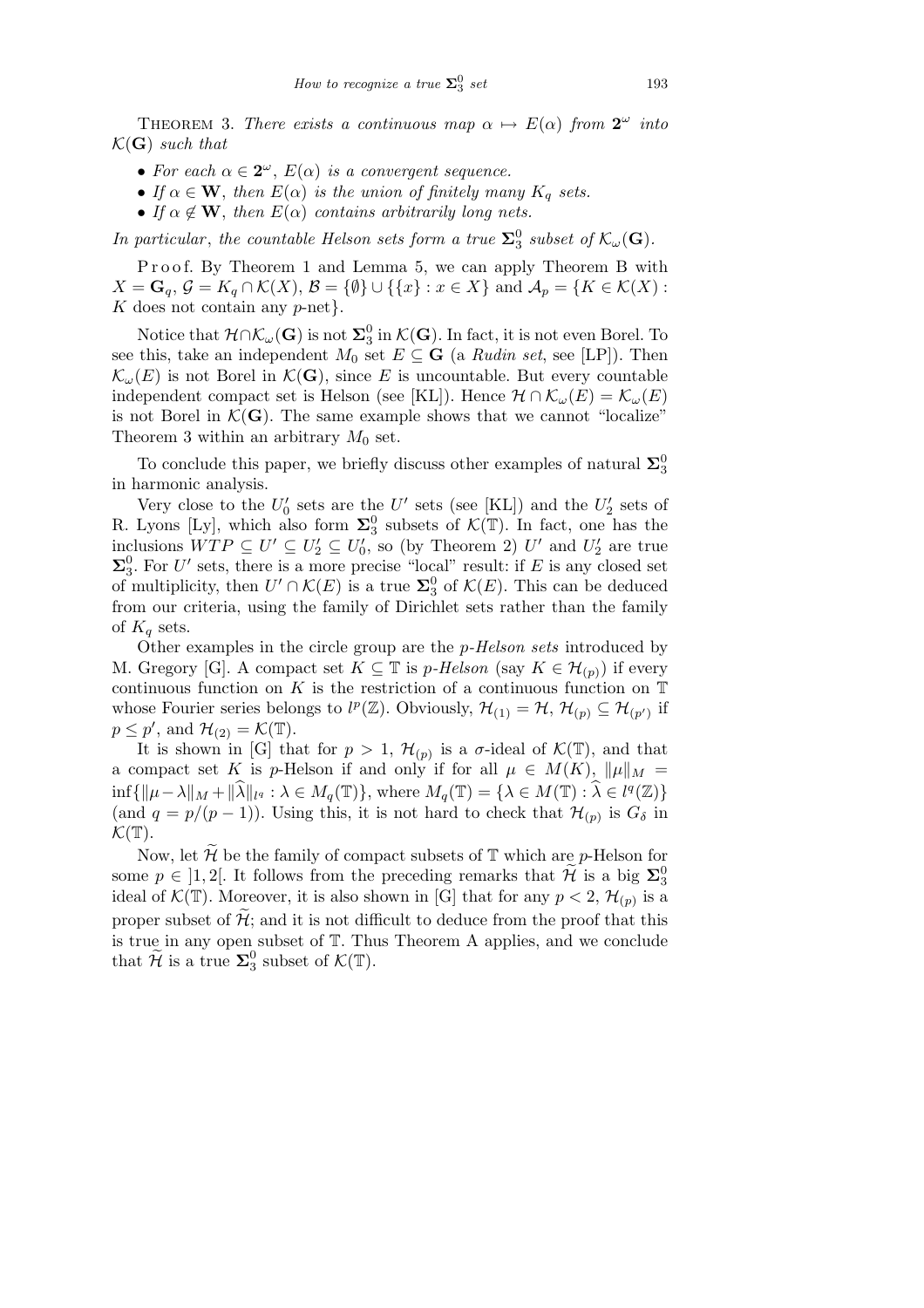THEOREM 3. *There exists a continuous map $\alpha \mapsto E(\alpha)$ from $\mathbf{2}^\omega$ into $\mathcal{K}(\mathbf{G})$ such that*

- *For each $\alpha \in \mathbf{2}^\omega$, $E(\alpha)$ is a convergent sequence.*
- *If $\alpha \in \mathbf{W}$, then $E(\alpha)$ is the union of finitely many $K_q$ sets.*
- *If $\alpha \notin \mathbf{W}$, then $E(\alpha)$ contains arbitrarily long nets.*

*In particular, the countable Helson sets form a true $\mathbf{\Sigma}^0_3$ subset of $\mathcal{K}_\omega(\mathbf{G})$.*

Proof. By Theorem 1 and Lemma 5, we can apply Theorem B with $X = \mathbf{G}_q$, $\mathcal{G} = K_q \cap \mathcal{K}(X)$, $\mathcal{B} = \{\emptyset\} \cup \{\{x\} : x \in X\}$ and $\mathcal{A}_p = \{K \in \mathcal{K}(X) : K$ does not contain any $p$-net$\}$.

Notice that $\mathcal{H} \cap \mathcal{K}_\omega(\mathbf{G})$ is not $\mathbf{\Sigma}^0_3$ in $\mathcal{K}(\mathbf{G})$. In fact, it is not even Borel. To see this, take an independent $M_0$ set $E \subseteq \mathbf{G}$ (a *Rudin set*, see [LP]). Then $\mathcal{K}_\omega(E)$ is not Borel in $\mathcal{K}(\mathbf{G})$, since $E$ is uncountable. But every countable independent compact set is Helson (see [KL]). Hence $\mathcal{H} \cap \mathcal{K}_\omega(E) = \mathcal{K}_\omega(E)$ is not Borel in $\mathcal{K}(\mathbf{G})$. The same example shows that we cannot "localize" Theorem 3 within an arbitrary $M_0$ set.

To conclude this paper, we briefly discuss other examples of natural $\mathbf{\Sigma}^0_3$ in harmonic analysis.

Very close to the $U'_0$ sets are the $U'$ sets (see [KL]) and the $U'_2$ sets of R. Lyons [Ly], which also form $\mathbf{\Sigma}^0_3$ subsets of $\mathcal{K}(\mathbb{T})$. In fact, one has the inclusions $WTP \subseteq U' \subseteq U'_2 \subseteq U'_0$, so (by Theorem 2) $U'$ and $U'_2$ are true $\mathbf{\Sigma}^0_3$. For $U'$ sets, there is a more precise "local" result: if $E$ is any closed set of multiplicity, then $U' \cap \mathcal{K}(E)$ is a true $\mathbf{\Sigma}^0_3$ of $\mathcal{K}(E)$. This can be deduced from our criteria, using the family of Dirichlet sets rather than the family of $K_q$ sets.

Other examples in the circle group are the *p-Helson sets* introduced by M. Gregory [G]. A compact set $K \subseteq \mathbb{T}$ is *p-Helson* (say $K \in \mathcal{H}_{(p)}$) if every continuous function on $K$ is the restriction of a continuous function on $\mathbb{T}$ whose Fourier series belongs to $l^p(\mathbb{Z})$. Obviously, $\mathcal{H}_{(1)} = \mathcal{H}$, $\mathcal{H}_{(p)} \subseteq \mathcal{H}_{(p')}$ if $p \le p'$, and $\mathcal{H}_{(2)} = \mathcal{K}(\mathbb{T})$.

It is shown in [G] that for $p > 1$, $\mathcal{H}_{(p)}$ is a $\sigma$-ideal of $\mathcal{K}(\mathbb{T})$, and that a compact set $K$ is $p$-Helson if and only if for all $\mu \in M(K)$, $\|\mu\|_M = \inf\{\|\mu - \lambda\|_M + \|\widehat{\lambda}\|_{l^q} : \lambda \in M_q(\mathbb{T})\}$, where $M_q(\mathbb{T}) = \{\lambda \in M(\mathbb{T}) : \widehat{\lambda} \in l^q(\mathbb{Z})\}$ (and $q = p/(p-1)$). Using this, it is not hard to check that $\mathcal{H}_{(p)}$ is $G_\delta$ in $\mathcal{K}(\mathbb{T})$.

Now, let $\widetilde{\mathcal{H}}$ be the family of compact subsets of $\mathbb{T}$ which are $p$-Helson for some $p \in \,]1,2[$. It follows from the preceding remarks that $\widetilde{\mathcal{H}}$ is a big $\mathbf{\Sigma}^0_3$ ideal of $\mathcal{K}(\mathbb{T})$. Moreover, it is also shown in [G] that for any $p < 2$, $\mathcal{H}_{(p)}$ is a proper subset of $\widetilde{\mathcal{H}}$; and it is not difficult to deduce from the proof that this is true in any open subset of $\mathbb{T}$. Thus Theorem A applies, and we conclude that $\widetilde{\mathcal{H}}$ is a true $\mathbf{\Sigma}^0_3$ subset of $\mathcal{K}(\mathbb{T})$.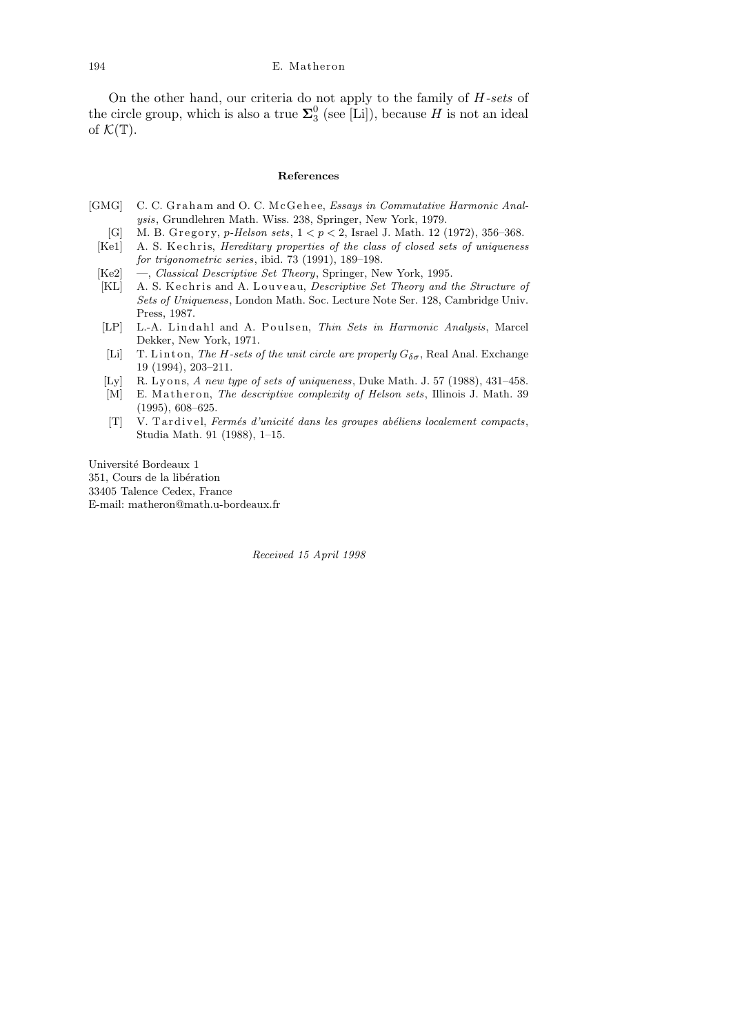On the other hand, our criteria do not apply to the family of *H-sets* of the circle group, which is also a true $\mathbf{\Sigma}^0_3$ (see [Li]), because $H$ is not an ideal of $\mathcal{K}(\mathbb{T})$.

## References

- [GMG] C. C. Graham and O. C. McGehee, *Essays in Commutative Harmonic Analysis*, Grundlehren Math. Wiss. 238, Springer, New York, 1979.
- [G] M. B. Gregory, *p-Helson sets*, $1 < p < 2$, Israel J. Math. 12 (1972), 356–368.
- [Ke1] A. S. Kechris, *Hereditary properties of the class of closed sets of uniqueness for trigonometric series*, ibid. 73 (1991), 189–198.
- [Ke2] —, *Classical Descriptive Set Theory*, Springer, New York, 1995.
- [KL] A. S. Kechris and A. Louveau, *Descriptive Set Theory and the Structure of Sets of Uniqueness*, London Math. Soc. Lecture Note Ser. 128, Cambridge Univ. Press, 1987.
- [LP] L.-A. Lindahl and A. Poulsen, *Thin Sets in Harmonic Analysis*, Marcel Dekker, New York, 1971.
- [Li] T. Linton, *The H-sets of the unit circle are properly $G_{\delta\sigma}$*, Real Anal. Exchange 19 (1994), 203–211.
- [Ly] R. Lyons, *A new type of sets of uniqueness*, Duke Math. J. 57 (1988), 431–458.
- [M] E. Matheron, *The descriptive complexity of Helson sets*, Illinois J. Math. 39 (1995), 608–625.
- [T] V. Tardivel, *Fermés d'unicité dans les groupes abéliens localement compacts*, Studia Math. 91 (1988), 1–15.

Université Bordeaux 1
351, Cours de la libération
33405 Talence Cedex, France
E-mail: matheron@math.u-bordeaux.fr

*Received 15 April 1998*